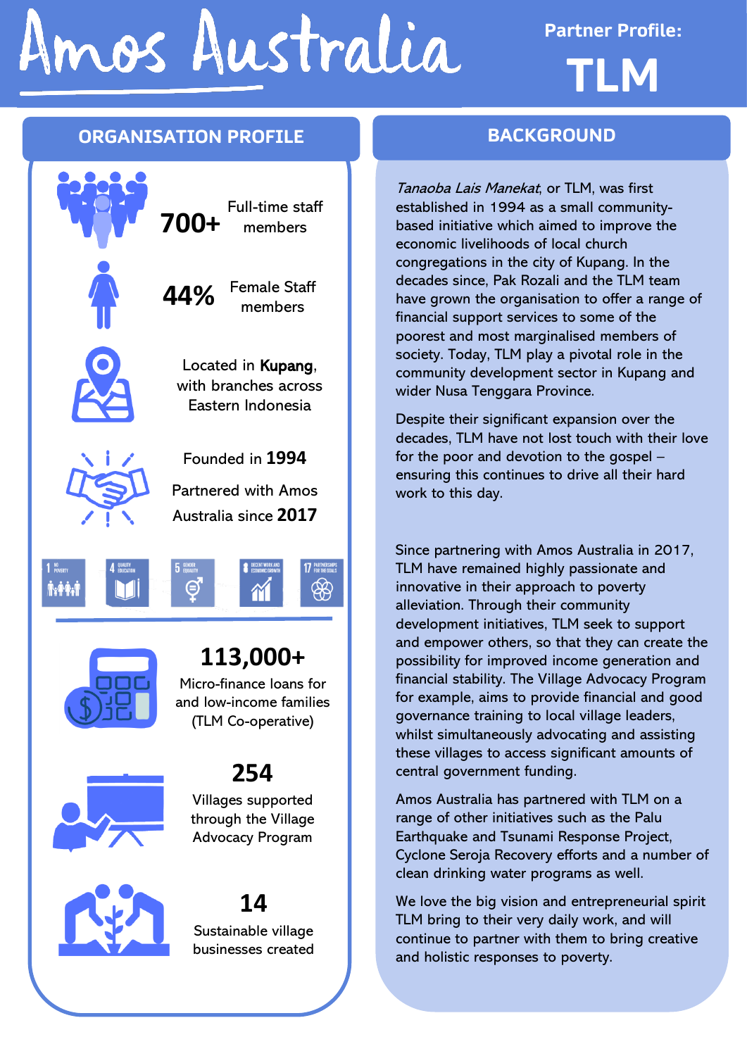# Amos Australia

**Partner Profile:**

# TLM

## ORGANISATION PROFILE

**700+** Full-time staff members

**44%** Female Staff members

Located in **Kupang**, with branches across Eastern Indonesia

Founded in **1994**

Partnered with Amos Australia since **2017**

1 NO POVERTY | 4 QUALITY EDUCATION | 5 GENDER EQUALITY | 8 DECENT WORK AND ECONOMIC GROWTH | 17 PARTNERSHIPS FOR THE GOALS

**113,000+**
Micro-finance loans for and low-income families (TLM Co-operative)

**254**
Villages supported through the Village Advocacy Program

**14**
Sustainable village businesses created

## BACKGROUND

*Tanaoba Lais Manekat*, or TLM, was first established in 1994 as a small community-based initiative which aimed to improve the economic livelihoods of local church congregations in the city of Kupang. In the decades since, Pak Rozali and the TLM team have grown the organisation to offer a range of financial support services to some of the poorest and most marginalised members of society. Today, TLM play a pivotal role in the community development sector in Kupang and wider Nusa Tenggara Province.

Despite their significant expansion over the decades, TLM have not lost touch with their love for the poor and devotion to the gospel – ensuring this continues to drive all their hard work to this day.

Since partnering with Amos Australia in 2017, TLM have remained highly passionate and innovative in their approach to poverty alleviation. Through their community development initiatives, TLM seek to support and empower others, so that they can create the possibility for improved income generation and financial stability. The Village Advocacy Program for example, aims to provide financial and good governance training to local village leaders, whilst simultaneously advocating and assisting these villages to access significant amounts of central government funding.

Amos Australia has partnered with TLM on a range of other initiatives such as the Palu Earthquake and Tsunami Response Project, Cyclone Seroja Recovery efforts and a number of clean drinking water programs as well.

We love the big vision and entrepreneurial spirit TLM bring to their very daily work, and will continue to partner with them to bring creative and holistic responses to poverty.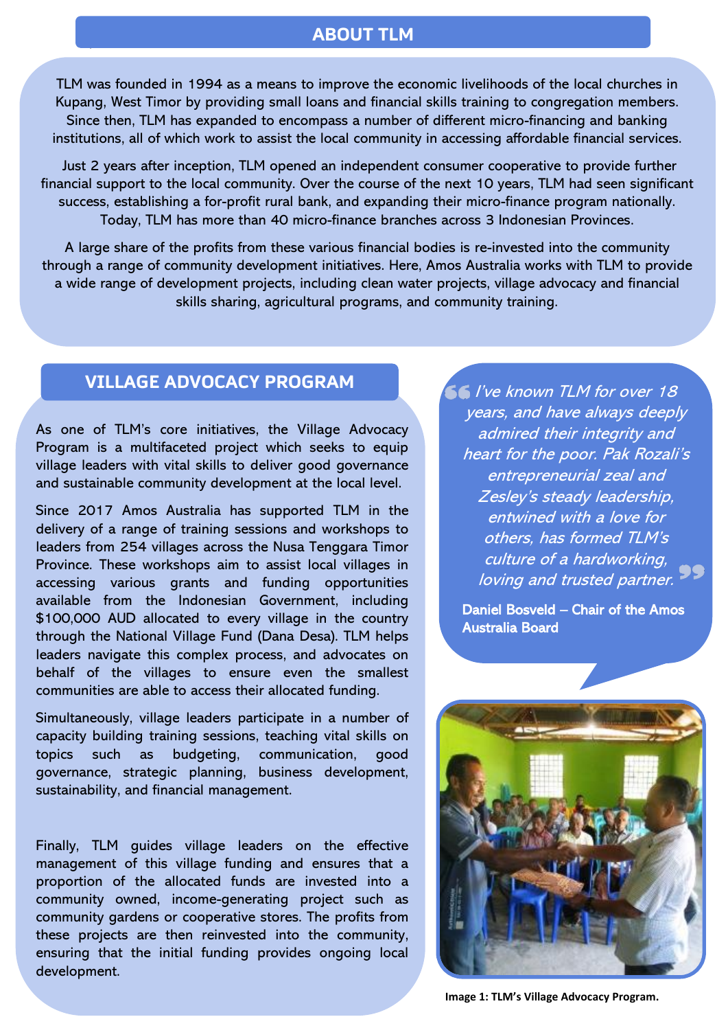## ABOUT TLM

TLM was founded in 1994 as a means to improve the economic livelihoods of the local churches in Kupang, West Timor by providing small loans and financial skills training to congregation members. Since then, TLM has expanded to encompass a number of different micro-financing and banking institutions, all of which work to assist the local community in accessing affordable financial services.

Just 2 years after inception, TLM opened an independent consumer cooperative to provide further financial support to the local community. Over the course of the next 10 years, TLM had seen significant success, establishing a for-profit rural bank, and expanding their micro-finance program nationally. Today, TLM has more than 40 micro-finance branches across 3 Indonesian Provinces.

A large share of the profits from these various financial bodies is re-invested into the community through a range of community development initiatives. Here, Amos Australia works with TLM to provide a wide range of development projects, including clean water projects, village advocacy and financial skills sharing, agricultural programs, and community training.

## VILLAGE ADVOCACY PROGRAM

As one of TLM's core initiatives, the Village Advocacy Program is a multifaceted project which seeks to equip village leaders with vital skills to deliver good governance and sustainable community development at the local level.

Since 2017 Amos Australia has supported TLM in the delivery of a range of training sessions and workshops to leaders from 254 villages across the Nusa Tenggara Timor Province. These workshops aim to assist local villages in accessing various grants and funding opportunities available from the Indonesian Government, including $100,000 AUD allocated to every village in the country through the National Village Fund (Dana Desa). TLM helps leaders navigate this complex process, and advocates on behalf of the villages to ensure even the smallest communities are able to access their allocated funding.

Simultaneously, village leaders participate in a number of capacity building training sessions, teaching vital skills on topics such as budgeting, communication, good governance, strategic planning, business development, sustainability, and financial management.

Finally, TLM guides village leaders on the effective management of this village funding and ensures that a proportion of the allocated funds are invested into a community owned, income-generating project such as community gardens or cooperative stores. The profits from these projects are then reinvested into the community, ensuring that the initial funding provides ongoing local development.

> *"I've known TLM for over 18 years, and have always deeply admired their integrity and heart for the poor. Pak Rozali's entrepreneurial zeal and Zesley's steady leadership, entwined with a love for others, has formed TLM's culture of a hardworking, loving and trusted partner."*
>
> **Daniel Bosveld – Chair of the Amos Australia Board**

**Image 1: TLM's Village Advocacy Program.**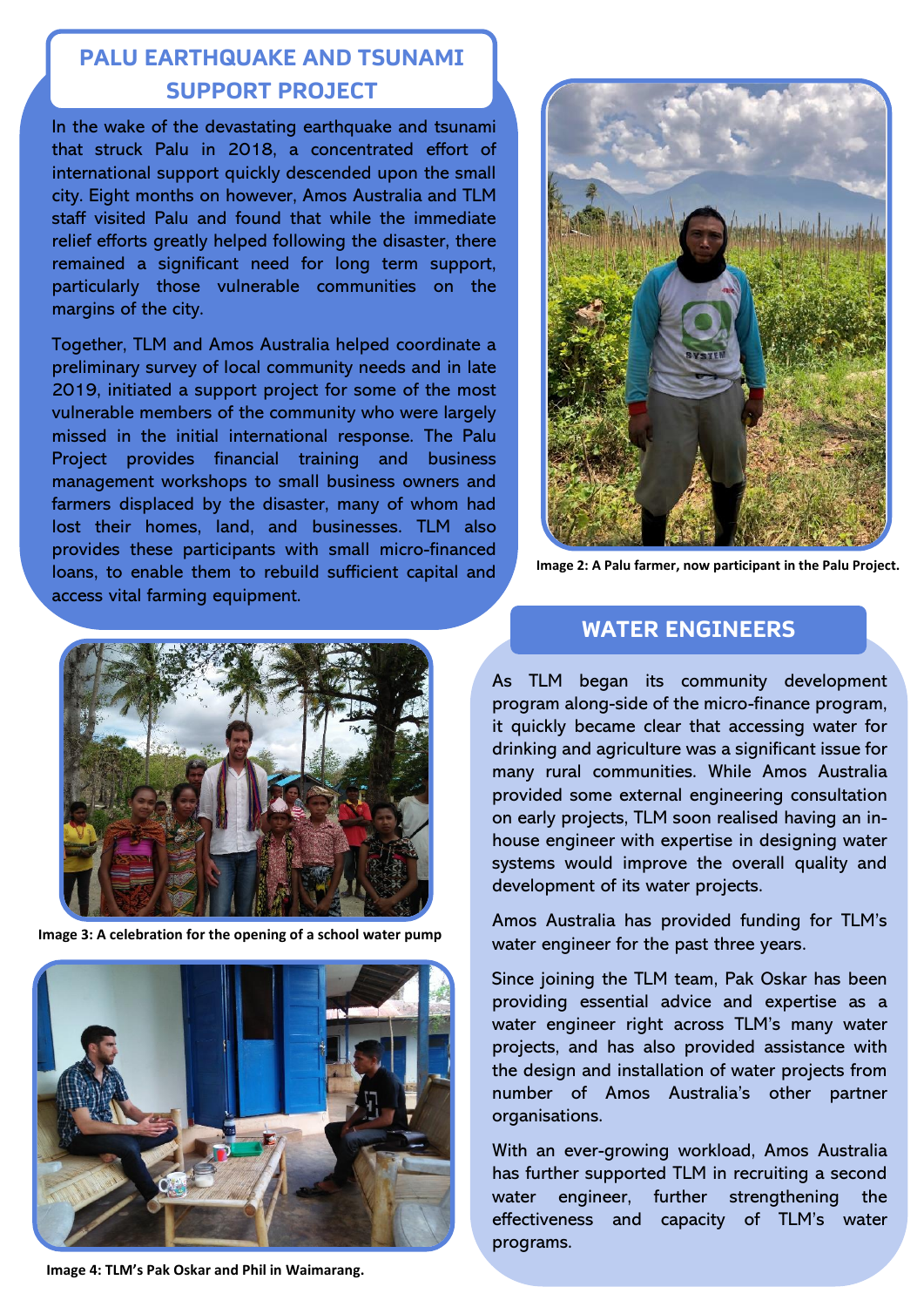## PALU EARTHQUAKE AND TSUNAMI SUPPORT PROJECT

In the wake of the devastating earthquake and tsunami that struck Palu in 2018, a concentrated effort of international support quickly descended upon the small city. Eight months on however, Amos Australia and TLM staff visited Palu and found that while the immediate relief efforts greatly helped following the disaster, there remained a significant need for long term support, particularly those vulnerable communities on the margins of the city.

Together, TLM and Amos Australia helped coordinate a preliminary survey of local community needs and in late 2019, initiated a support project for some of the most vulnerable members of the community who were largely missed in the initial international response. The Palu Project provides financial training and business management workshops to small business owners and farmers displaced by the disaster, many of whom had lost their homes, land, and businesses. TLM also provides these participants with small micro-financed loans, to enable them to rebuild sufficient capital and access vital farming equipment.

**Image 2: A Palu farmer, now participant in the Palu Project.**

**Image 3: A celebration for the opening of a school water pump**

**Image 4: TLM's Pak Oskar and Phil in Waimarang.**

## WATER ENGINEERS

As TLM began its community development program along-side of the micro-finance program, it quickly became clear that accessing water for drinking and agriculture was a significant issue for many rural communities. While Amos Australia provided some external engineering consultation on early projects, TLM soon realised having an in-house engineer with expertise in designing water systems would improve the overall quality and development of its water projects.

Amos Australia has provided funding for TLM's water engineer for the past three years.

Since joining the TLM team, Pak Oskar has been providing essential advice and expertise as a water engineer right across TLM's many water projects, and has also provided assistance with the design and installation of water projects from number of Amos Australia's other partner organisations.

With an ever-growing workload, Amos Australia has further supported TLM in recruiting a second water engineer, further strengthening the effectiveness and capacity of TLM's water programs.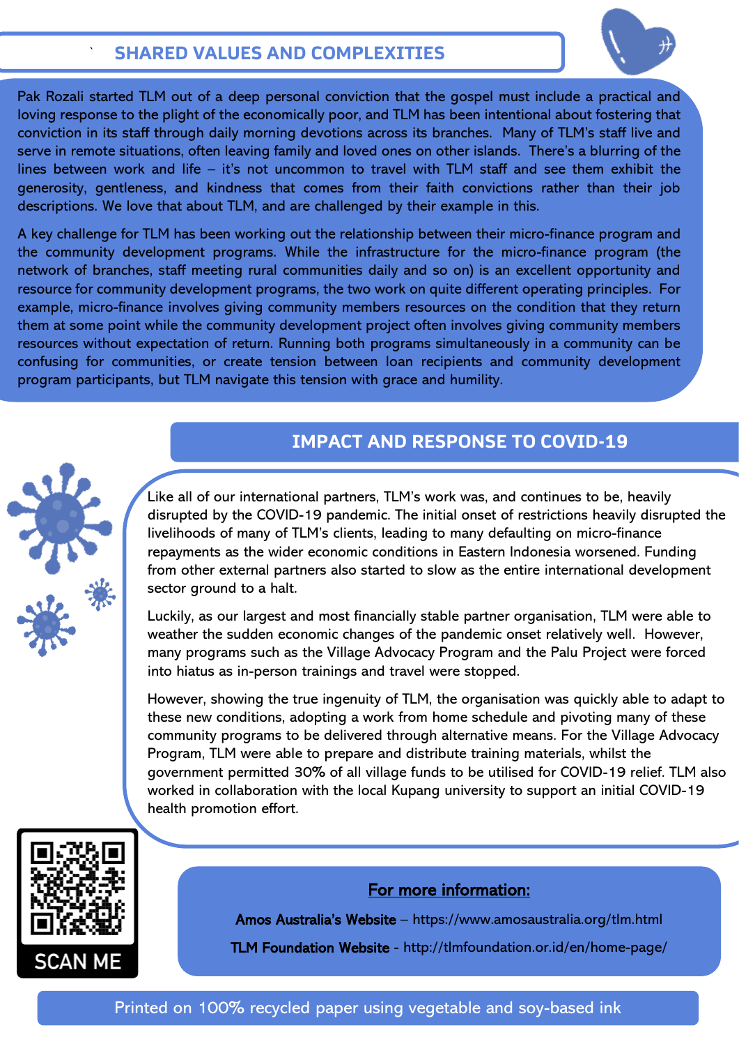## SHARED VALUES AND COMPLEXITIES

Pak Rozali started TLM out of a deep personal conviction that the gospel must include a practical and loving response to the plight of the economically poor, and TLM has been intentional about fostering that conviction in its staff through daily morning devotions across its branches. Many of TLM's staff live and serve in remote situations, often leaving family and loved ones on other islands. There's a blurring of the lines between work and life – it's not uncommon to travel with TLM staff and see them exhibit the generosity, gentleness, and kindness that comes from their faith convictions rather than their job descriptions. We love that about TLM, and are challenged by their example in this.

A key challenge for TLM has been working out the relationship between their micro-finance program and the community development programs. While the infrastructure for the micro-finance program (the network of branches, staff meeting rural communities daily and so on) is an excellent opportunity and resource for community development programs, the two work on quite different operating principles. For example, micro-finance involves giving community members resources on the condition that they return them at some point while the community development project often involves giving community members resources without expectation of return. Running both programs simultaneously in a community can be confusing for communities, or create tension between loan recipients and community development program participants, but TLM navigate this tension with grace and humility.

## IMPACT AND RESPONSE TO COVID-19

Like all of our international partners, TLM's work was, and continues to be, heavily disrupted by the COVID-19 pandemic. The initial onset of restrictions heavily disrupted the livelihoods of many of TLM's clients, leading to many defaulting on micro-finance repayments as the wider economic conditions in Eastern Indonesia worsened. Funding from other external partners also started to slow as the entire international development sector ground to a halt.

Luckily, as our largest and most financially stable partner organisation, TLM were able to weather the sudden economic changes of the pandemic onset relatively well. However, many programs such as the Village Advocacy Program and the Palu Project were forced into hiatus as in-person trainings and travel were stopped.

However, showing the true ingenuity of TLM, the organisation was quickly able to adapt to these new conditions, adopting a work from home schedule and pivoting many of these community programs to be delivered through alternative means. For the Village Advocacy Program, TLM were able to prepare and distribute training materials, whilst the government permitted 30% of all village funds to be utilised for COVID-19 relief. TLM also worked in collaboration with the local Kupang university to support an initial COVID-19 health promotion effort.

SCAN ME

**For more information:**

**Amos Australia's Website** – https://www.amosaustralia.org/tlm.html

**TLM Foundation Website** - http://tlmfoundation.or.id/en/home-page/

Printed on 100% recycled paper using vegetable and soy-based ink